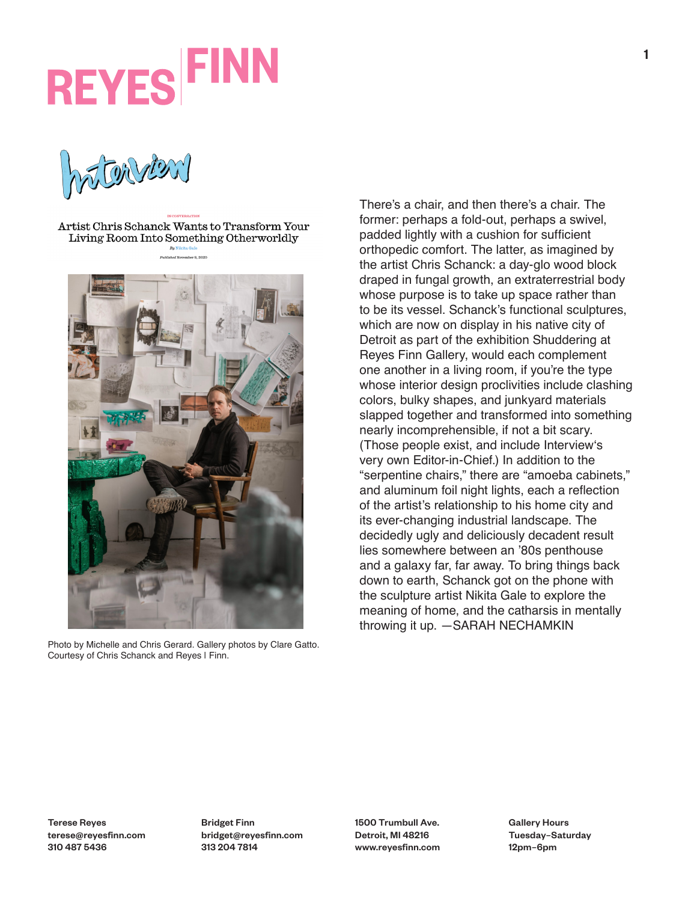# REYES | FINN

Interview

IN CONVERSATION

## Artist Chris Schanck Wants to Transform Your Living Room Into Something Otherworldly

By Nikita Gale

Published November 9, 2020

Photo by Michelle and Chris Gerard. Gallery photos by Clare Gatto. Courtesy of Chris Schanck and Reyes | Finn.

There's a chair, and then there's a chair. The former: perhaps a fold-out, perhaps a swivel, padded lightly with a cushion for sufficient orthopedic comfort. The latter, as imagined by the artist Chris Schanck: a day-glo wood block draped in fungal growth, an extraterrestrial body whose purpose is to take up space rather than to be its vessel. Schanck's functional sculptures, which are now on display in his native city of Detroit as part of the exhibition Shuddering at Reyes Finn Gallery, would each complement one another in a living room, if you're the type whose interior design proclivities include clashing colors, bulky shapes, and junkyard materials slapped together and transformed into something nearly incomprehensible, if not a bit scary. (Those people exist, and include Interview's very own Editor-in-Chief.) In addition to the "serpentine chairs," there are "amoeba cabinets," and aluminum foil night lights, each a reflection of the artist's relationship to his home city and its ever-changing industrial landscape. The decidedly ugly and deliciously decadent result lies somewhere between an '80s penthouse and a galaxy far, far away. To bring things back down to earth, Schanck got on the phone with the sculpture artist Nikita Gale to explore the meaning of home, and the catharsis in mentally throwing it up. —SARAH NECHAMKIN

**Terese Reyes**
**terese@reyesfinn.com**
**310 487 5436**

**Bridget Finn**
**bridget@reyesfinn.com**
**313 204 7814**

**1500 Trumbull Ave.**
**Detroit, MI 48216**
**www.reyesfinn.com**

**Gallery Hours**
**Tuesday–Saturday**
**12pm–6pm**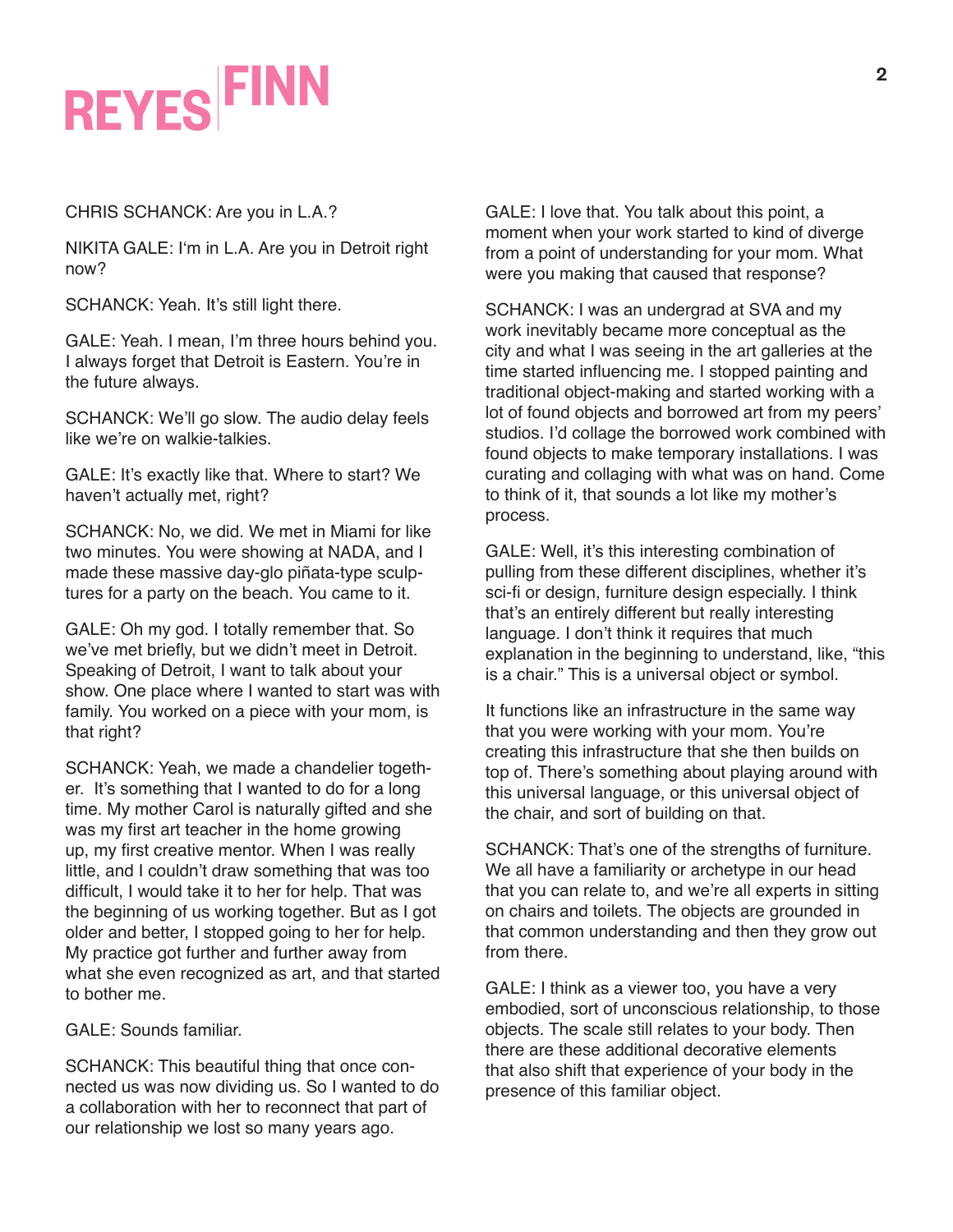CHRIS SCHANCK: Are you in L.A.?

NIKITA GALE: I'm in L.A. Are you in Detroit right now?

SCHANCK: Yeah. It's still light there.

GALE: Yeah. I mean, I'm three hours behind you. I always forget that Detroit is Eastern. You're in the future always.

SCHANCK: We'll go slow. The audio delay feels like we're on walkie-talkies.

GALE: It's exactly like that. Where to start? We haven't actually met, right?

SCHANCK: No, we did. We met in Miami for like two minutes. You were showing at NADA, and I made these massive day-glo piñata-type sculptures for a party on the beach. You came to it.

GALE: Oh my god. I totally remember that. So we've met briefly, but we didn't meet in Detroit. Speaking of Detroit, I want to talk about your show. One place where I wanted to start was with family. You worked on a piece with your mom, is that right?

SCHANCK: Yeah, we made a chandelier together. It's something that I wanted to do for a long time. My mother Carol is naturally gifted and she was my first art teacher in the home growing up, my first creative mentor. When I was really little, and I couldn't draw something that was too difficult, I would take it to her for help. That was the beginning of us working together. But as I got older and better, I stopped going to her for help. My practice got further and further away from what she even recognized as art, and that started to bother me.

GALE: Sounds familiar.

SCHANCK: This beautiful thing that once connected us was now dividing us. So I wanted to do a collaboration with her to reconnect that part of our relationship we lost so many years ago.

GALE: I love that. You talk about this point, a moment when your work started to kind of diverge from a point of understanding for your mom. What were you making that caused that response?

SCHANCK: I was an undergrad at SVA and my work inevitably became more conceptual as the city and what I was seeing in the art galleries at the time started influencing me. I stopped painting and traditional object-making and started working with a lot of found objects and borrowed art from my peers' studios. I'd collage the borrowed work combined with found objects to make temporary installations. I was curating and collaging with what was on hand. Come to think of it, that sounds a lot like my mother's process.

GALE: Well, it's this interesting combination of pulling from these different disciplines, whether it's sci-fi or design, furniture design especially. I think that's an entirely different but really interesting language. I don't think it requires that much explanation in the beginning to understand, like, "this is a chair." This is a universal object or symbol.

It functions like an infrastructure in the same way that you were working with your mom. You're creating this infrastructure that she then builds on top of. There's something about playing around with this universal language, or this universal object of the chair, and sort of building on that.

SCHANCK: That's one of the strengths of furniture. We all have a familiarity or archetype in our head that you can relate to, and we're all experts in sitting on chairs and toilets. The objects are grounded in that common understanding and then they grow out from there.

GALE: I think as a viewer too, you have a very embodied, sort of unconscious relationship, to those objects. The scale still relates to your body. Then there are these additional decorative elements that also shift that experience of your body in the presence of this familiar object.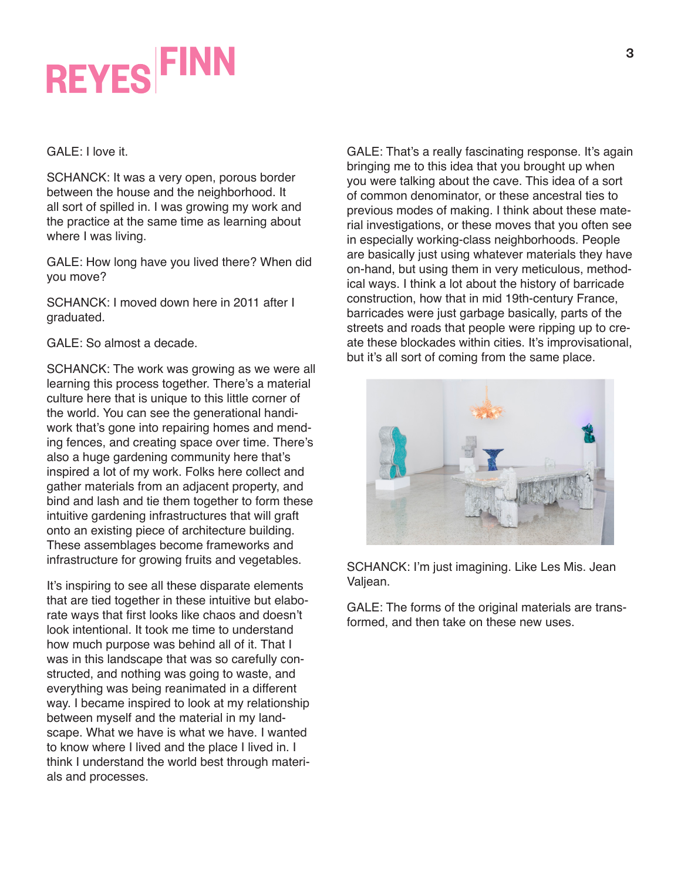GALE: I love it.

SCHANCK: It was a very open, porous border between the house and the neighborhood. It all sort of spilled in. I was growing my work and the practice at the same time as learning about where I was living.

GALE: How long have you lived there? When did you move?

SCHANCK: I moved down here in 2011 after I graduated.

GALE: So almost a decade.

SCHANCK: The work was growing as we were all learning this process together. There's a material culture here that is unique to this little corner of the world. You can see the generational handiwork that's gone into repairing homes and mending fences, and creating space over time. There's also a huge gardening community here that's inspired a lot of my work. Folks here collect and gather materials from an adjacent property, and bind and lash and tie them together to form these intuitive gardening infrastructures that will graft onto an existing piece of architecture building. These assemblages become frameworks and infrastructure for growing fruits and vegetables.

It's inspiring to see all these disparate elements that are tied together in these intuitive but elaborate ways that first looks like chaos and doesn't look intentional. It took me time to understand how much purpose was behind all of it. That I was in this landscape that was so carefully constructed, and nothing was going to waste, and everything was being reanimated in a different way. I became inspired to look at my relationship between myself and the material in my landscape. What we have is what we have. I wanted to know where I lived and the place I lived in. I think I understand the world best through materials and processes.

GALE: That's a really fascinating response. It's again bringing me to this idea that you brought up when you were talking about the cave. This idea of a sort of common denominator, or these ancestral ties to previous modes of making. I think about these material investigations, or these moves that you often see in especially working-class neighborhoods. People are basically just using whatever materials they have on-hand, but using them in very meticulous, methodical ways. I think a lot about the history of barricade construction, how that in mid 19th-century France, barricades were just garbage basically, parts of the streets and roads that people were ripping up to create these blockades within cities. It's improvisational, but it's all sort of coming from the same place.

SCHANCK: I'm just imagining. Like Les Mis. Jean Valjean.

GALE: The forms of the original materials are transformed, and then take on these new uses.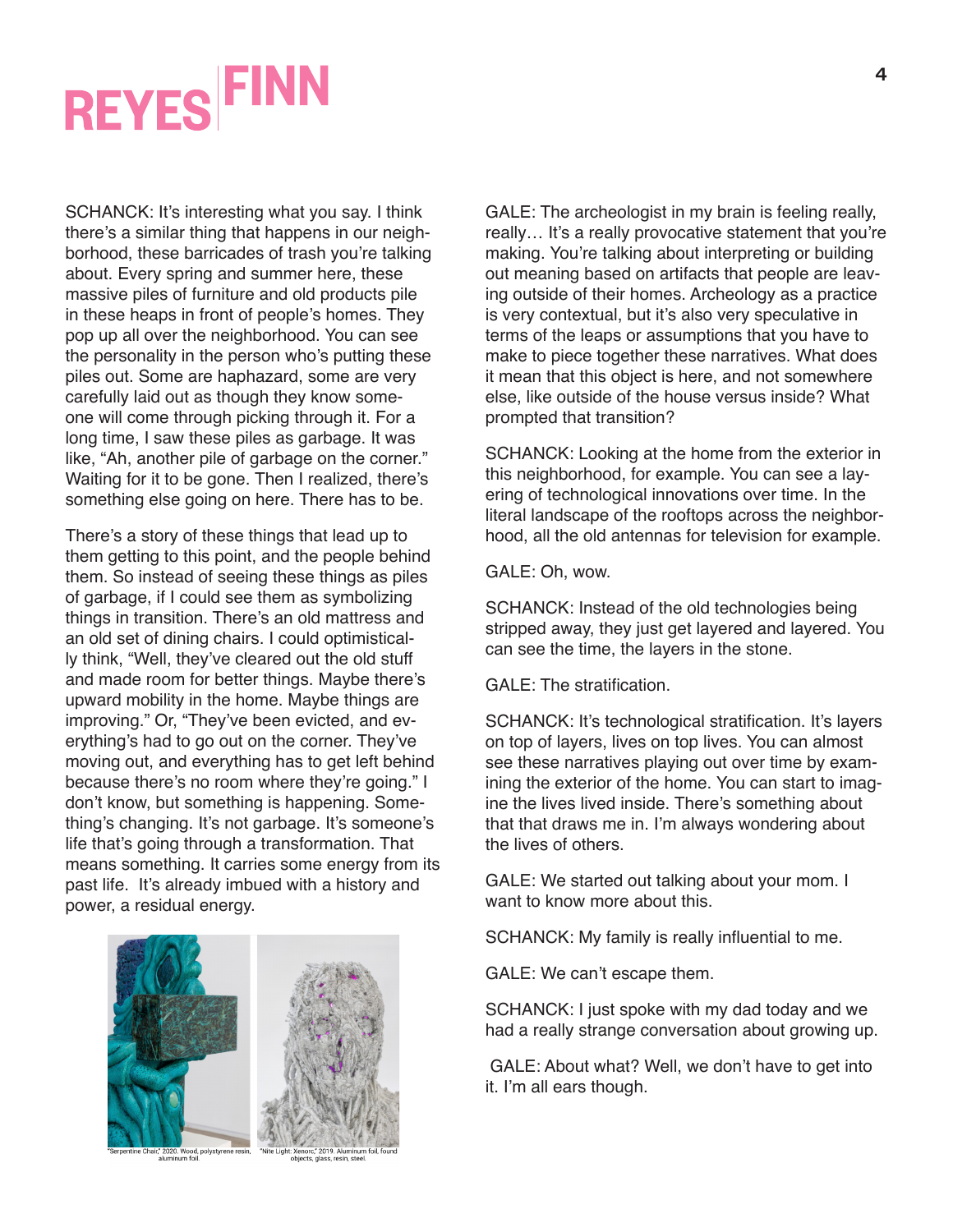SCHANCK: It's interesting what you say. I think there's a similar thing that happens in our neighborhood, these barricades of trash you're talking about. Every spring and summer here, these massive piles of furniture and old products pile in these heaps in front of people's homes. They pop up all over the neighborhood. You can see the personality in the person who's putting these piles out. Some are haphazard, some are very carefully laid out as though they know someone will come through picking through it. For a long time, I saw these piles as garbage. It was like, "Ah, another pile of garbage on the corner." Waiting for it to be gone. Then I realized, there's something else going on here. There has to be.

There's a story of these things that lead up to them getting to this point, and the people behind them. So instead of seeing these things as piles of garbage, if I could see them as symbolizing things in transition. There's an old mattress and an old set of dining chairs. I could optimistically think, "Well, they've cleared out the old stuff and made room for better things. Maybe there's upward mobility in the home. Maybe things are improving." Or, "They've been evicted, and everything's had to go out on the corner. They've moving out, and everything has to get left behind because there's no room where they're going." I don't know, but something is happening. Something's changing. It's not garbage. It's someone's life that's going through a transformation. That means something. It carries some energy from its past life. It's already imbued with a history and power, a residual energy.

"Serpentine Chair," 2020. Wood, polystyrene resin, aluminum foil.

"Nite Light: Xenorc," 2019. Aluminum foil, found objects, glass, resin, steel.

GALE: The archeologist in my brain is feeling really, really… It's a really provocative statement that you're making. You're talking about interpreting or building out meaning based on artifacts that people are leaving outside of their homes. Archeology as a practice is very contextual, but it's also very speculative in terms of the leaps or assumptions that you have to make to piece together these narratives. What does it mean that this object is here, and not somewhere else, like outside of the house versus inside? What prompted that transition?

SCHANCK: Looking at the home from the exterior in this neighborhood, for example. You can see a layering of technological innovations over time. In the literal landscape of the rooftops across the neighborhood, all the old antennas for television for example.

GALE: Oh, wow.

SCHANCK: Instead of the old technologies being stripped away, they just get layered and layered. You can see the time, the layers in the stone.

GALE: The stratification.

SCHANCK: It's technological stratification. It's layers on top of layers, lives on top lives. You can almost see these narratives playing out over time by examining the exterior of the home. You can start to imagine the lives lived inside. There's something about that that draws me in. I'm always wondering about the lives of others.

GALE: We started out talking about your mom. I want to know more about this.

SCHANCK: My family is really influential to me.

GALE: We can't escape them.

SCHANCK: I just spoke with my dad today and we had a really strange conversation about growing up.

GALE: About what? Well, we don't have to get into it. I'm all ears though.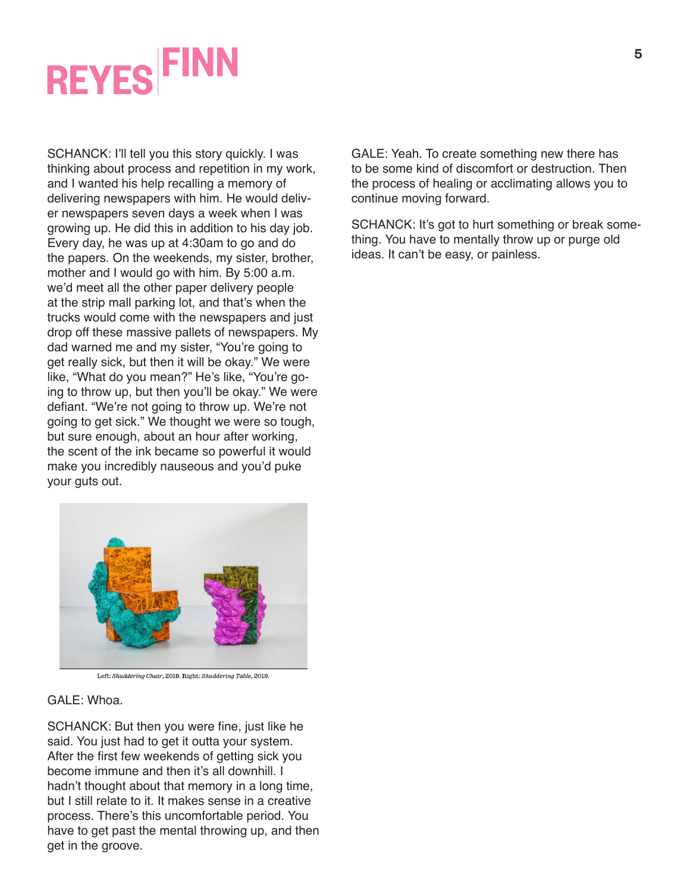SCHANCK: I'll tell you this story quickly. I was thinking about process and repetition in my work, and I wanted his help recalling a memory of delivering newspapers with him. He would deliver newspapers seven days a week when I was growing up. He did this in addition to his day job. Every day, he was up at 4:30am to go and do the papers. On the weekends, my sister, brother, mother and I would go with him. By 5:00 a.m. we'd meet all the other paper delivery people at the strip mall parking lot, and that's when the trucks would come with the newspapers and just drop off these massive pallets of newspapers. My dad warned me and my sister, "You're going to get really sick, but then it will be okay." We were like, "What do you mean?" He's like, "You're going to throw up, but then you'll be okay." We were defiant. "We're not going to throw up. We're not going to get sick." We thought we were so tough, but sure enough, about an hour after working, the scent of the ink became so powerful it would make you incredibly nauseous and you'd puke your guts out.

Left: *Shuddering Chair*, 2019. Right: *Shuddering Table*, 2019.

GALE: Whoa.

SCHANCK: But then you were fine, just like he said. You just had to get it outta your system. After the first few weekends of getting sick you become immune and then it's all downhill. I hadn't thought about that memory in a long time, but I still relate to it. It makes sense in a creative process. There's this uncomfortable period. You have to get past the mental throwing up, and then get in the groove.

GALE: Yeah. To create something new there has to be some kind of discomfort or destruction. Then the process of healing or acclimating allows you to continue moving forward.

SCHANCK: It's got to hurt something or break something. You have to mentally throw up or purge old ideas. It can't be easy, or painless.